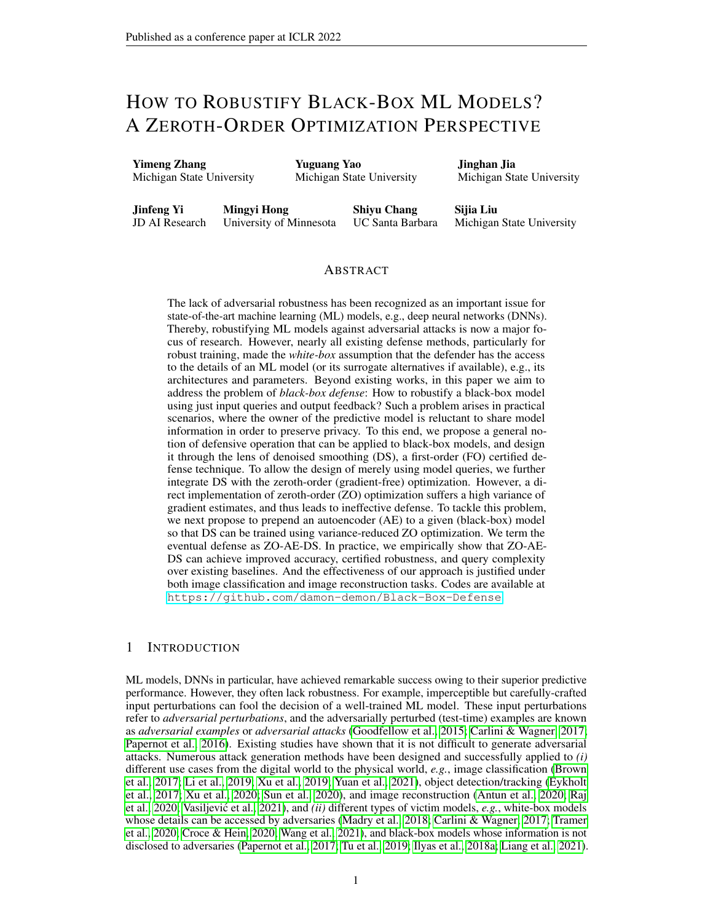# How to Robustify Black-Box ML Models? A Zeroth-Order Optimization Perspective

**Yimeng Zhang**
Michigan State University

**Yuguang Yao**
Michigan State University

**Jinghan Jia**
Michigan State University

**Jinfeng Yi**
JD AI Research

**Mingyi Hong**
University of Minnesota

**Shiyu Chang**
UC Santa Barbara

**Sijia Liu**
Michigan State University

## Abstract

The lack of adversarial robustness has been recognized as an important issue for state-of-the-art machine learning (ML) models, e.g., deep neural networks (DNNs). Thereby, robustifying ML models against adversarial attacks is now a major focus of research. However, nearly all existing defense methods, particularly for robust training, made the *white-box* assumption that the defender has the access to the details of an ML model (or its surrogate alternatives if available), e.g., its architectures and parameters. Beyond existing works, in this paper we aim to address the problem of *black-box defense*: How to robustify a black-box model using just input queries and output feedback? Such a problem arises in practical scenarios, where the owner of the predictive model is reluctant to share model information in order to preserve privacy. To this end, we propose a general notion of defensive operation that can be applied to black-box models, and design it through the lens of denoised smoothing (DS), a first-order (FO) certified defense technique. To allow the design of merely using model queries, we further integrate DS with the zeroth-order (gradient-free) optimization. However, a direct implementation of zeroth-order (ZO) optimization suffers a high variance of gradient estimates, and thus leads to ineffective defense. To tackle this problem, we next propose to prepend an autoencoder (AE) to a given (black-box) model so that DS can be trained using variance-reduced ZO optimization. We term the eventual defense as ZO-AE-DS. In practice, we empirically show that ZO-AE-DS can achieve improved accuracy, certified robustness, and query complexity over existing baselines. And the effectiveness of our approach is justified under both image classification and image reconstruction tasks. Codes are available at https://github.com/damon-demon/Black-Box-Defense.

## 1 Introduction

ML models, DNNs in particular, have achieved remarkable success owing to their superior predictive performance. However, they often lack robustness. For example, imperceptible but carefully-crafted input perturbations can fool the decision of a well-trained ML model. These input perturbations refer to *adversarial perturbations*, and the adversarially perturbed (test-time) examples are known as *adversarial examples* or *adversarial attacks* (Goodfellow et al., 2015; Carlini & Wagner, 2017; Papernot et al., 2016). Existing studies have shown that it is not difficult to generate adversarial attacks. Numerous attack generation methods have been designed and successfully applied to *(i)* different use cases from the digital world to the physical world, *e.g.*, image classification (Brown et al., 2017; Li et al., 2019; Xu et al., 2019; Yuan et al., 2021), object detection/tracking (Eykholt et al., 2017; Xu et al., 2020; Sun et al., 2020), and image reconstruction (Antun et al., 2020; Raj et al., 2020; Vasiljević et al., 2021), and *(ii)* different types of victim models, *e.g.*, white-box models whose details can be accessed by adversaries (Madry et al., 2018; Carlini & Wagner, 2017; Tramer et al., 2020; Croce & Hein, 2020; Wang et al., 2021), and black-box models whose information is not disclosed to adversaries (Papernot et al., 2017; Tu et al., 2019; Ilyas et al., 2018a; Liang et al., 2021).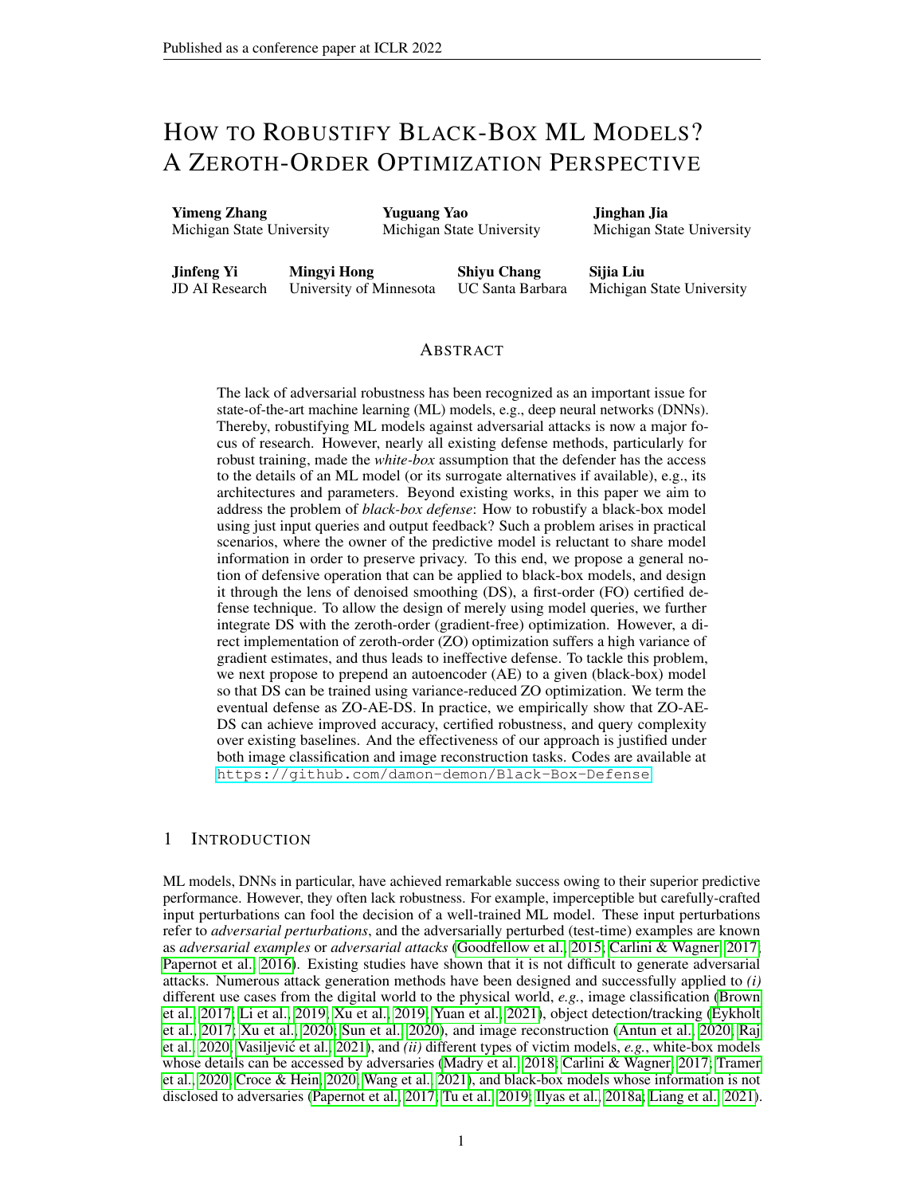# How to Robustify Black-Box ML Models? A Zeroth-Order Optimization Perspective

**Yimeng Zhang**
Michigan State University

**Yuguang Yao**
Michigan State University

**Jinghan Jia**
Michigan State University

**Jinfeng Yi**
JD AI Research

**Mingyi Hong**
University of Minnesota

**Shiyu Chang**
UC Santa Barbara

**Sijia Liu**
Michigan State University

## Abstract

The lack of adversarial robustness has been recognized as an important issue for state-of-the-art machine learning (ML) models, e.g., deep neural networks (DNNs). Thereby, robustifying ML models against adversarial attacks is now a major focus of research. However, nearly all existing defense methods, particularly for robust training, made the *white-box* assumption that the defender has the access to the details of an ML model (or its surrogate alternatives if available), e.g., its architectures and parameters. Beyond existing works, in this paper we aim to address the problem of *black-box defense*: How to robustify a black-box model using just input queries and output feedback? Such a problem arises in practical scenarios, where the owner of the predictive model is reluctant to share model information in order to preserve privacy. To this end, we propose a general notion of defensive operation that can be applied to black-box models, and design it through the lens of denoised smoothing (DS), a first-order (FO) certified defense technique. To allow the design of merely using model queries, we further integrate DS with the zeroth-order (gradient-free) optimization. However, a direct implementation of zeroth-order (ZO) optimization suffers a high variance of gradient estimates, and thus leads to ineffective defense. To tackle this problem, we next propose to prepend an autoencoder (AE) to a given (black-box) model so that DS can be trained using variance-reduced ZO optimization. We term the eventual defense as ZO-AE-DS. In practice, we empirically show that ZO-AE-DS can achieve improved accuracy, certified robustness, and query complexity over existing baselines. And the effectiveness of our approach is justified under both image classification and image reconstruction tasks. Codes are available at https://github.com/damon-demon/Black-Box-Defense.

## 1 Introduction

ML models, DNNs in particular, have achieved remarkable success owing to their superior predictive performance. However, they often lack robustness. For example, imperceptible but carefully-crafted input perturbations can fool the decision of a well-trained ML model. These input perturbations refer to *adversarial perturbations*, and the adversarially perturbed (test-time) examples are known as *adversarial examples* or *adversarial attacks* (Goodfellow et al., 2015; Carlini & Wagner, 2017; Papernot et al., 2016). Existing studies have shown that it is not difficult to generate adversarial attacks. Numerous attack generation methods have been designed and successfully applied to *(i)* different use cases from the digital world to the physical world, *e.g.*, image classification (Brown et al., 2017; Li et al., 2019; Xu et al., 2019; Yuan et al., 2021), object detection/tracking (Eykholt et al., 2017; Xu et al., 2020; Sun et al., 2020), and image reconstruction (Antun et al., 2020; Raj et al., 2020; Vasiljević et al., 2021), and *(ii)* different types of victim models, *e.g.*, white-box models whose details can be accessed by adversaries (Madry et al., 2018; Carlini & Wagner, 2017; Tramer et al., 2020; Croce & Hein, 2020; Wang et al., 2021), and black-box models whose information is not disclosed to adversaries (Papernot et al., 2017; Tu et al., 2019; Ilyas et al., 2018a; Liang et al., 2021).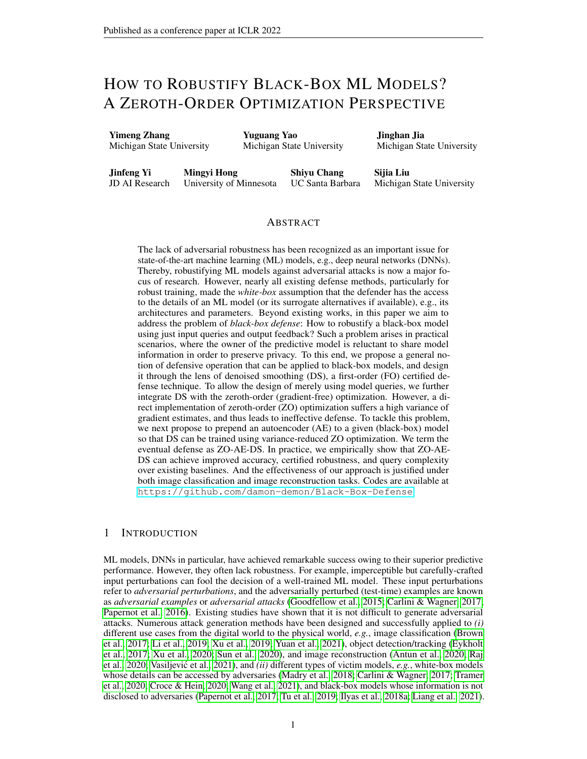# How to Robustify Black-Box ML Models? A Zeroth-Order Optimization Perspective

**Yimeng Zhang**
Michigan State University

**Yuguang Yao**
Michigan State University

**Jinghan Jia**
Michigan State University

**Jinfeng Yi**
JD AI Research

**Mingyi Hong**
University of Minnesota

**Shiyu Chang**
UC Santa Barbara

**Sijia Liu**
Michigan State University

## Abstract

The lack of adversarial robustness has been recognized as an important issue for state-of-the-art machine learning (ML) models, e.g., deep neural networks (DNNs). Thereby, robustifying ML models against adversarial attacks is now a major focus of research. However, nearly all existing defense methods, particularly for robust training, made the *white-box* assumption that the defender has the access to the details of an ML model (or its surrogate alternatives if available), e.g., its architectures and parameters. Beyond existing works, in this paper we aim to address the problem of *black-box defense*: How to robustify a black-box model using just input queries and output feedback? Such a problem arises in practical scenarios, where the owner of the predictive model is reluctant to share model information in order to preserve privacy. To this end, we propose a general notion of defensive operation that can be applied to black-box models, and design it through the lens of denoised smoothing (DS), a first-order (FO) certified defense technique. To allow the design of merely using model queries, we further integrate DS with the zeroth-order (gradient-free) optimization. However, a direct implementation of zeroth-order (ZO) optimization suffers a high variance of gradient estimates, and thus leads to ineffective defense. To tackle this problem, we next propose to prepend an autoencoder (AE) to a given (black-box) model so that DS can be trained using variance-reduced ZO optimization. We term the eventual defense as ZO-AE-DS. In practice, we empirically show that ZO-AE-DS can achieve improved accuracy, certified robustness, and query complexity over existing baselines. And the effectiveness of our approach is justified under both image classification and image reconstruction tasks. Codes are available at https://github.com/damon-demon/Black-Box-Defense

## 1 Introduction

ML models, DNNs in particular, have achieved remarkable success owing to their superior predictive performance. However, they often lack robustness. For example, imperceptible but carefully-crafted input perturbations can fool the decision of a well-trained ML model. These input perturbations refer to *adversarial perturbations*, and the adversarially perturbed (test-time) examples are known as *adversarial examples* or *adversarial attacks* (Goodfellow et al., 2015; Carlini & Wagner, 2017; Papernot et al., 2016). Existing studies have shown that it is not difficult to generate adversarial attacks. Numerous attack generation methods have been designed and successfully applied to *(i)* different use cases from the digital world to the physical world, *e.g.*, image classification (Brown et al., 2017; Li et al., 2019; Xu et al., 2019; Yuan et al., 2021), object detection/tracking (Eykholt et al., 2017; Xu et al., 2020; Sun et al., 2020), and image reconstruction (Antun et al., 2020; Raj et al., 2020; Vasiljević et al., 2021), and *(ii)* different types of victim models, *e.g.*, white-box models whose details can be accessed by adversaries (Madry et al., 2018; Carlini & Wagner, 2017; Tramer et al., 2020; Croce & Hein, 2020; Wang et al., 2021), and black-box models whose information is not disclosed to adversaries (Papernot et al., 2017; Tu et al., 2019; Ilyas et al., 2018a; Liang et al., 2021).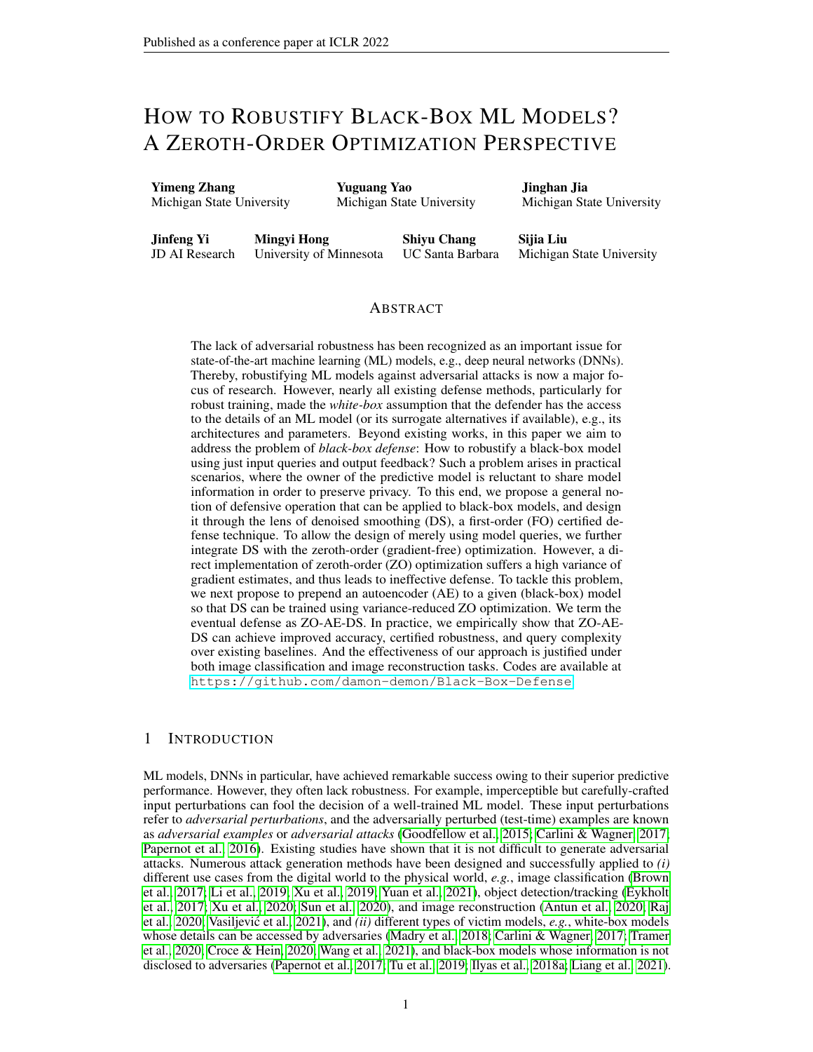# How to Robustify Black-Box ML Models? A Zeroth-Order Optimization Perspective

**Yimeng Zhang**
Michigan State University

**Yuguang Yao**
Michigan State University

**Jinghan Jia**
Michigan State University

**Jinfeng Yi**
JD AI Research

**Mingyi Hong**
University of Minnesota

**Shiyu Chang**
UC Santa Barbara

**Sijia Liu**
Michigan State University

## Abstract

The lack of adversarial robustness has been recognized as an important issue for state-of-the-art machine learning (ML) models, e.g., deep neural networks (DNNs). Thereby, robustifying ML models against adversarial attacks is now a major focus of research. However, nearly all existing defense methods, particularly for robust training, made the *white-box* assumption that the defender has the access to the details of an ML model (or its surrogate alternatives if available), e.g., its architectures and parameters. Beyond existing works, in this paper we aim to address the problem of *black-box defense*: How to robustify a black-box model using just input queries and output feedback? Such a problem arises in practical scenarios, where the owner of the predictive model is reluctant to share model information in order to preserve privacy. To this end, we propose a general notion of defensive operation that can be applied to black-box models, and design it through the lens of denoised smoothing (DS), a first-order (FO) certified defense technique. To allow the design of merely using model queries, we further integrate DS with the zeroth-order (gradient-free) optimization. However, a direct implementation of zeroth-order (ZO) optimization suffers a high variance of gradient estimates, and thus leads to ineffective defense. To tackle this problem, we next propose to prepend an autoencoder (AE) to a given (black-box) model so that DS can be trained using variance-reduced ZO optimization. We term the eventual defense as ZO-AE-DS. In practice, we empirically show that ZO-AE-DS can achieve improved accuracy, certified robustness, and query complexity over existing baselines. And the effectiveness of our approach is justified under both image classification and image reconstruction tasks. Codes are available at https://github.com/damon-demon/Black-Box-Defense

## 1 Introduction

ML models, DNNs in particular, have achieved remarkable success owing to their superior predictive performance. However, they often lack robustness. For example, imperceptible but carefully-crafted input perturbations can fool the decision of a well-trained ML model. These input perturbations refer to *adversarial perturbations*, and the adversarially perturbed (test-time) examples are known as *adversarial examples* or *adversarial attacks* (Goodfellow et al., 2015; Carlini & Wagner, 2017; Papernot et al., 2016). Existing studies have shown that it is not difficult to generate adversarial attacks. Numerous attack generation methods have been designed and successfully applied to *(i)* different use cases from the digital world to the physical world, *e.g.*, image classification (Brown et al., 2017; Li et al., 2019; Xu et al., 2019; Yuan et al., 2021), object detection/tracking (Eykholt et al., 2017; Xu et al., 2020; Sun et al., 2020), and image reconstruction (Antun et al., 2020; Raj et al., 2020; Vasiljević et al., 2021), and *(ii)* different types of victim models, *e.g.*, white-box models whose details can be accessed by adversaries (Madry et al., 2018; Carlini & Wagner, 2017; Tramer et al., 2020; Croce & Hein, 2020; Wang et al., 2021), and black-box models whose information is not disclosed to adversaries (Papernot et al., 2017; Tu et al., 2019; Ilyas et al., 2018a; Liang et al., 2021).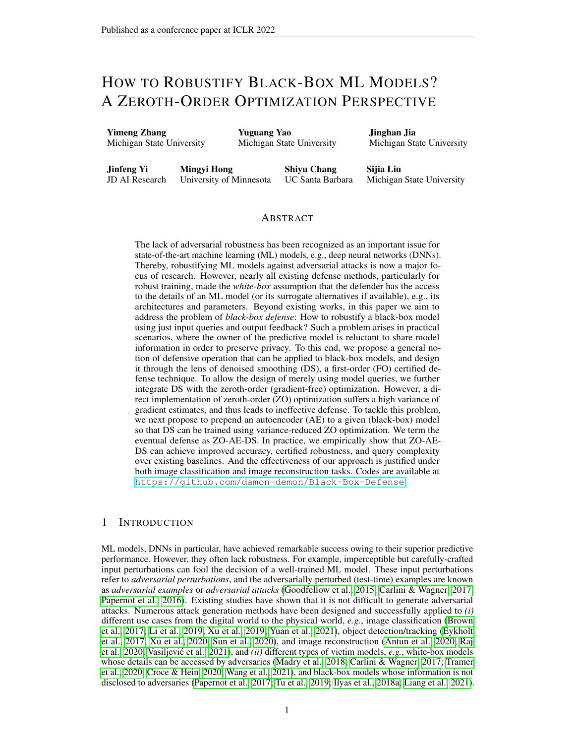# How to Robustify Black-Box ML Models? A Zeroth-Order Optimization Perspective

**Yimeng Zhang**
Michigan State University

**Yuguang Yao**
Michigan State University

**Jinghan Jia**
Michigan State University

**Jinfeng Yi**
JD AI Research

**Mingyi Hong**
University of Minnesota

**Shiyu Chang**
UC Santa Barbara

**Sijia Liu**
Michigan State University

## Abstract

The lack of adversarial robustness has been recognized as an important issue for state-of-the-art machine learning (ML) models, e.g., deep neural networks (DNNs). Thereby, robustifying ML models against adversarial attacks is now a major focus of research. However, nearly all existing defense methods, particularly for robust training, made the *white-box* assumption that the defender has the access to the details of an ML model (or its surrogate alternatives if available), e.g., its architectures and parameters. Beyond existing works, in this paper we aim to address the problem of *black-box defense*: How to robustify a black-box model using just input queries and output feedback? Such a problem arises in practical scenarios, where the owner of the predictive model is reluctant to share model information in order to preserve privacy. To this end, we propose a general notion of defensive operation that can be applied to black-box models, and design it through the lens of denoised smoothing (DS), a first-order (FO) certified defense technique. To allow the design of merely using model queries, we further integrate DS with the zeroth-order (gradient-free) optimization. However, a direct implementation of zeroth-order (ZO) optimization suffers a high variance of gradient estimates, and thus leads to ineffective defense. To tackle this problem, we next propose to prepend an autoencoder (AE) to a given (black-box) model so that DS can be trained using variance-reduced ZO optimization. We term the eventual defense as ZO-AE-DS. In practice, we empirically show that ZO-AE-DS can achieve improved accuracy, certified robustness, and query complexity over existing baselines. And the effectiveness of our approach is justified under both image classification and image reconstruction tasks. Codes are available at https://github.com/damon-demon/Black-Box-Defense

## 1 Introduction

ML models, DNNs in particular, have achieved remarkable success owing to their superior predictive performance. However, they often lack robustness. For example, imperceptible but carefully-crafted input perturbations can fool the decision of a well-trained ML model. These input perturbations refer to *adversarial perturbations*, and the adversarially perturbed (test-time) examples are known as *adversarial examples* or *adversarial attacks* (Goodfellow et al., 2015; Carlini & Wagner, 2017; Papernot et al., 2016). Existing studies have shown that it is not difficult to generate adversarial attacks. Numerous attack generation methods have been designed and successfully applied to *(i)* different use cases from the digital world to the physical world, *e.g.*, image classification (Brown et al., 2017; Li et al., 2019; Xu et al., 2019; Yuan et al., 2021), object detection/tracking (Eykholt et al., 2017; Xu et al., 2020; Sun et al., 2020), and image reconstruction (Antun et al., 2020; Raj et al., 2020; Vasiljević et al., 2021), and *(ii)* different types of victim models, *e.g.*, white-box models whose details can be accessed by adversaries (Madry et al., 2018; Carlini & Wagner, 2017; Tramer et al., 2020; Croce & Hein, 2020; Wang et al., 2021), and black-box models whose information is not disclosed to adversaries (Papernot et al., 2017; Tu et al., 2019; Ilyas et al., 2018a; Liang et al., 2021).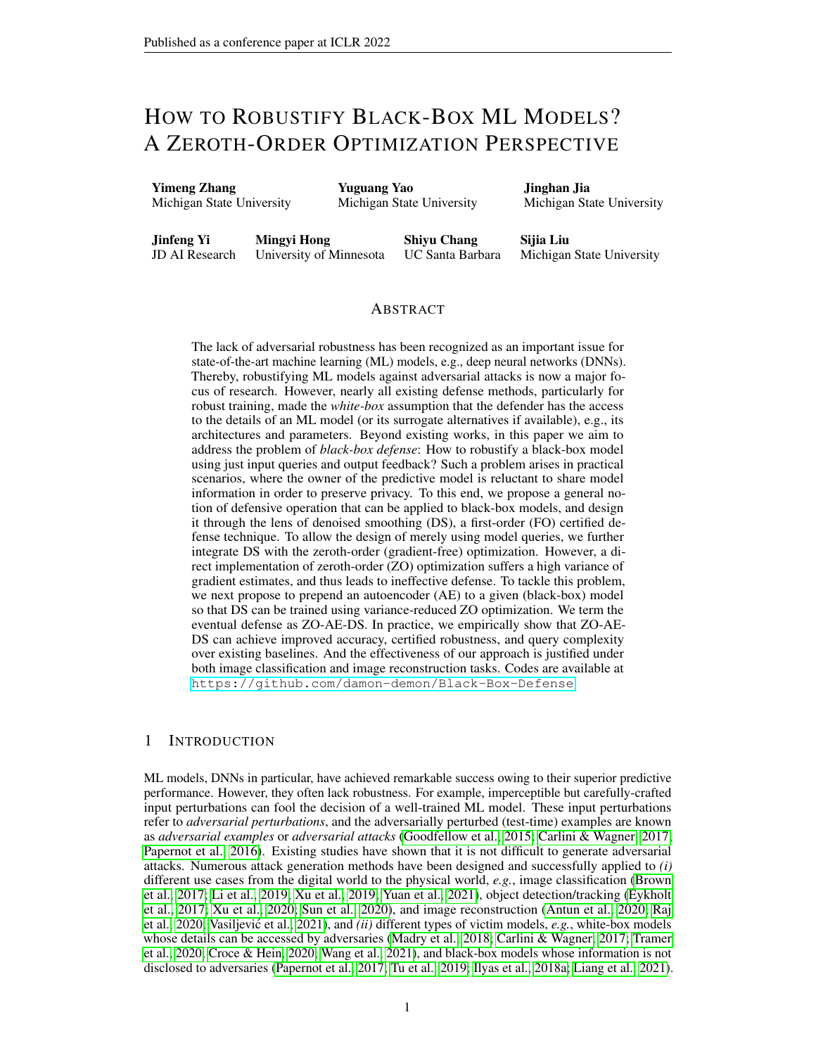# How to Robustify Black-Box ML Models? A Zeroth-Order Optimization Perspective

**Yimeng Zhang**
Michigan State University

**Yuguang Yao**
Michigan State University

**Jinghan Jia**
Michigan State University

**Jinfeng Yi**
JD AI Research

**Mingyi Hong**
University of Minnesota

**Shiyu Chang**
UC Santa Barbara

**Sijia Liu**
Michigan State University

## Abstract

The lack of adversarial robustness has been recognized as an important issue for state-of-the-art machine learning (ML) models, e.g., deep neural networks (DNNs). Thereby, robustifying ML models against adversarial attacks is now a major focus of research. However, nearly all existing defense methods, particularly for robust training, made the *white-box* assumption that the defender has the access to the details of an ML model (or its surrogate alternatives if available), e.g., its architectures and parameters. Beyond existing works, in this paper we aim to address the problem of *black-box defense*: How to robustify a black-box model using just input queries and output feedback? Such a problem arises in practical scenarios, where the owner of the predictive model is reluctant to share model information in order to preserve privacy. To this end, we propose a general notion of defensive operation that can be applied to black-box models, and design it through the lens of denoised smoothing (DS), a first-order (FO) certified defense technique. To allow the design of merely using model queries, we further integrate DS with the zeroth-order (gradient-free) optimization. However, a direct implementation of zeroth-order (ZO) optimization suffers a high variance of gradient estimates, and thus leads to ineffective defense. To tackle this problem, we next propose to prepend an autoencoder (AE) to a given (black-box) model so that DS can be trained using variance-reduced ZO optimization. We term the eventual defense as ZO-AE-DS. In practice, we empirically show that ZO-AE-DS can achieve improved accuracy, certified robustness, and query complexity over existing baselines. And the effectiveness of our approach is justified under both image classification and image reconstruction tasks. Codes are available at https://github.com/damon-demon/Black-Box-Defense

## 1 Introduction

ML models, DNNs in particular, have achieved remarkable success owing to their superior predictive performance. However, they often lack robustness. For example, imperceptible but carefully-crafted input perturbations can fool the decision of a well-trained ML model. These input perturbations refer to *adversarial perturbations*, and the adversarially perturbed (test-time) examples are known as *adversarial examples* or *adversarial attacks* (Goodfellow et al., 2015; Carlini & Wagner, 2017; Papernot et al., 2016). Existing studies have shown that it is not difficult to generate adversarial attacks. Numerous attack generation methods have been designed and successfully applied to *(i)* different use cases from the digital world to the physical world, *e.g.*, image classification (Brown et al., 2017; Li et al., 2019; Xu et al., 2019; Yuan et al., 2021), object detection/tracking (Eykholt et al., 2017; Xu et al., 2020; Sun et al., 2020), and image reconstruction (Antun et al., 2020; Raj et al., 2020; Vasiljević et al., 2021), and *(ii)* different types of victim models, *e.g.*, white-box models whose details can be accessed by adversaries (Madry et al., 2018; Carlini & Wagner, 2017; Tramer et al., 2020; Croce & Hein, 2020; Wang et al., 2021), and black-box models whose information is not disclosed to adversaries (Papernot et al., 2017; Tu et al., 2019; Ilyas et al., 2018a; Liang et al., 2021).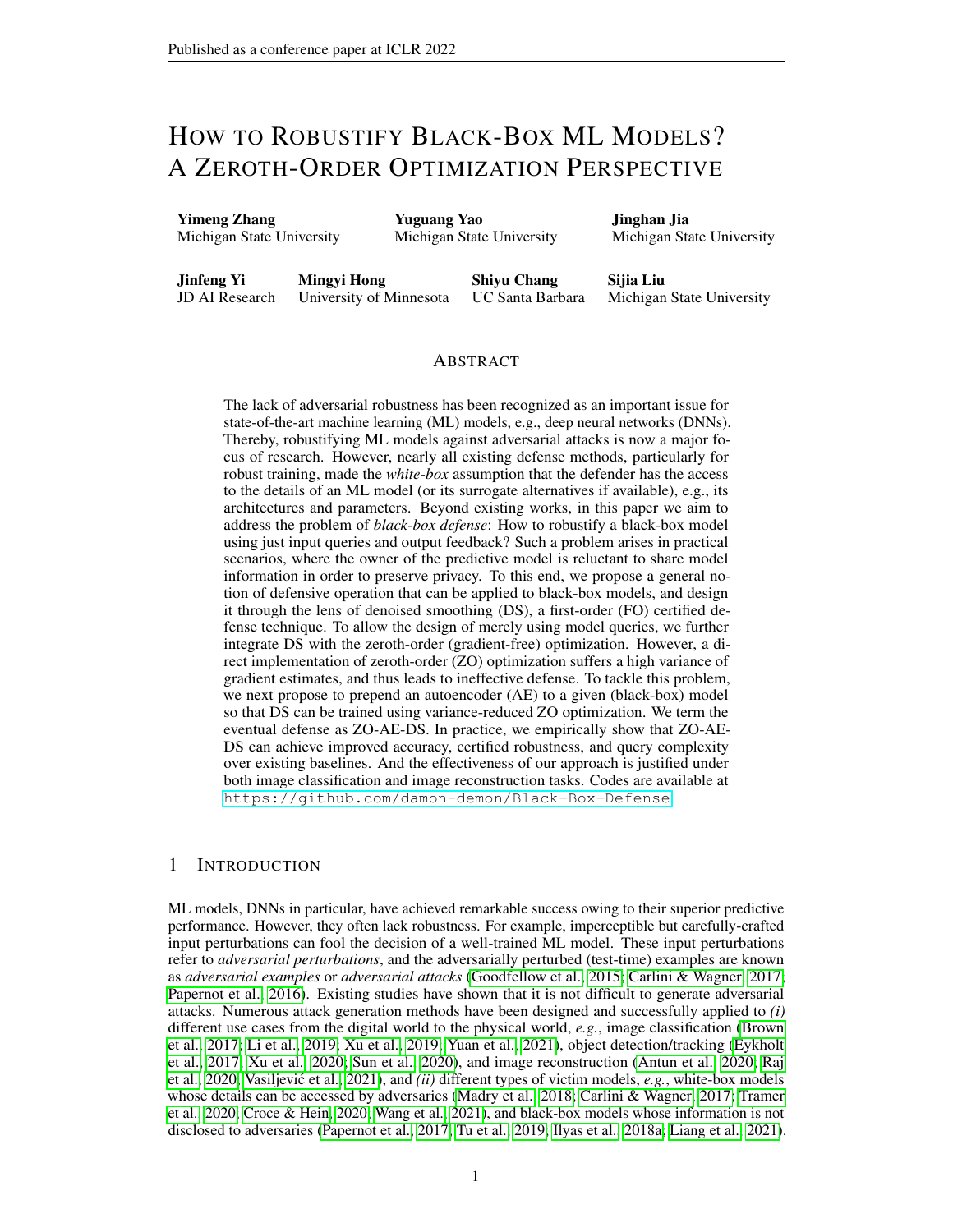# How to Robustify Black-Box ML Models? A Zeroth-Order Optimization Perspective

**Yimeng Zhang**
Michigan State University

**Yuguang Yao**
Michigan State University

**Jinghan Jia**
Michigan State University

**Jinfeng Yi**
JD AI Research

**Mingyi Hong**
University of Minnesota

**Shiyu Chang**
UC Santa Barbara

**Sijia Liu**
Michigan State University

## Abstract

The lack of adversarial robustness has been recognized as an important issue for state-of-the-art machine learning (ML) models, e.g., deep neural networks (DNNs). Thereby, robustifying ML models against adversarial attacks is now a major focus of research. However, nearly all existing defense methods, particularly for robust training, made the *white-box* assumption that the defender has the access to the details of an ML model (or its surrogate alternatives if available), e.g., its architectures and parameters. Beyond existing works, in this paper we aim to address the problem of *black-box defense*: How to robustify a black-box model using just input queries and output feedback? Such a problem arises in practical scenarios, where the owner of the predictive model is reluctant to share model information in order to preserve privacy. To this end, we propose a general notion of defensive operation that can be applied to black-box models, and design it through the lens of denoised smoothing (DS), a first-order (FO) certified defense technique. To allow the design of merely using model queries, we further integrate DS with the zeroth-order (gradient-free) optimization. However, a direct implementation of zeroth-order (ZO) optimization suffers a high variance of gradient estimates, and thus leads to ineffective defense. To tackle this problem, we next propose to prepend an autoencoder (AE) to a given (black-box) model so that DS can be trained using variance-reduced ZO optimization. We term the eventual defense as ZO-AE-DS. In practice, we empirically show that ZO-AE-DS can achieve improved accuracy, certified robustness, and query complexity over existing baselines. And the effectiveness of our approach is justified under both image classification and image reconstruction tasks. Codes are available at https://github.com/damon-demon/Black-Box-Defense

## 1 Introduction

ML models, DNNs in particular, have achieved remarkable success owing to their superior predictive performance. However, they often lack robustness. For example, imperceptible but carefully-crafted input perturbations can fool the decision of a well-trained ML model. These input perturbations refer to *adversarial perturbations*, and the adversarially perturbed (test-time) examples are known as *adversarial examples* or *adversarial attacks* (Goodfellow et al., 2015; Carlini & Wagner, 2017; Papernot et al., 2016). Existing studies have shown that it is not difficult to generate adversarial attacks. Numerous attack generation methods have been designed and successfully applied to *(i)* different use cases from the digital world to the physical world, *e.g.*, image classification (Brown et al., 2017; Li et al., 2019; Xu et al., 2019; Yuan et al., 2021), object detection/tracking (Eykholt et al., 2017; Xu et al., 2020; Sun et al., 2020), and image reconstruction (Antun et al., 2020; Raj et al., 2020; Vasiljević et al., 2021), and *(ii)* different types of victim models, *e.g.*, white-box models whose details can be accessed by adversaries (Madry et al., 2018; Carlini & Wagner, 2017; Tramer et al., 2020; Croce & Hein, 2020; Wang et al., 2021), and black-box models whose information is not disclosed to adversaries (Papernot et al., 2017; Tu et al., 2019; Ilyas et al., 2018a; Liang et al., 2021).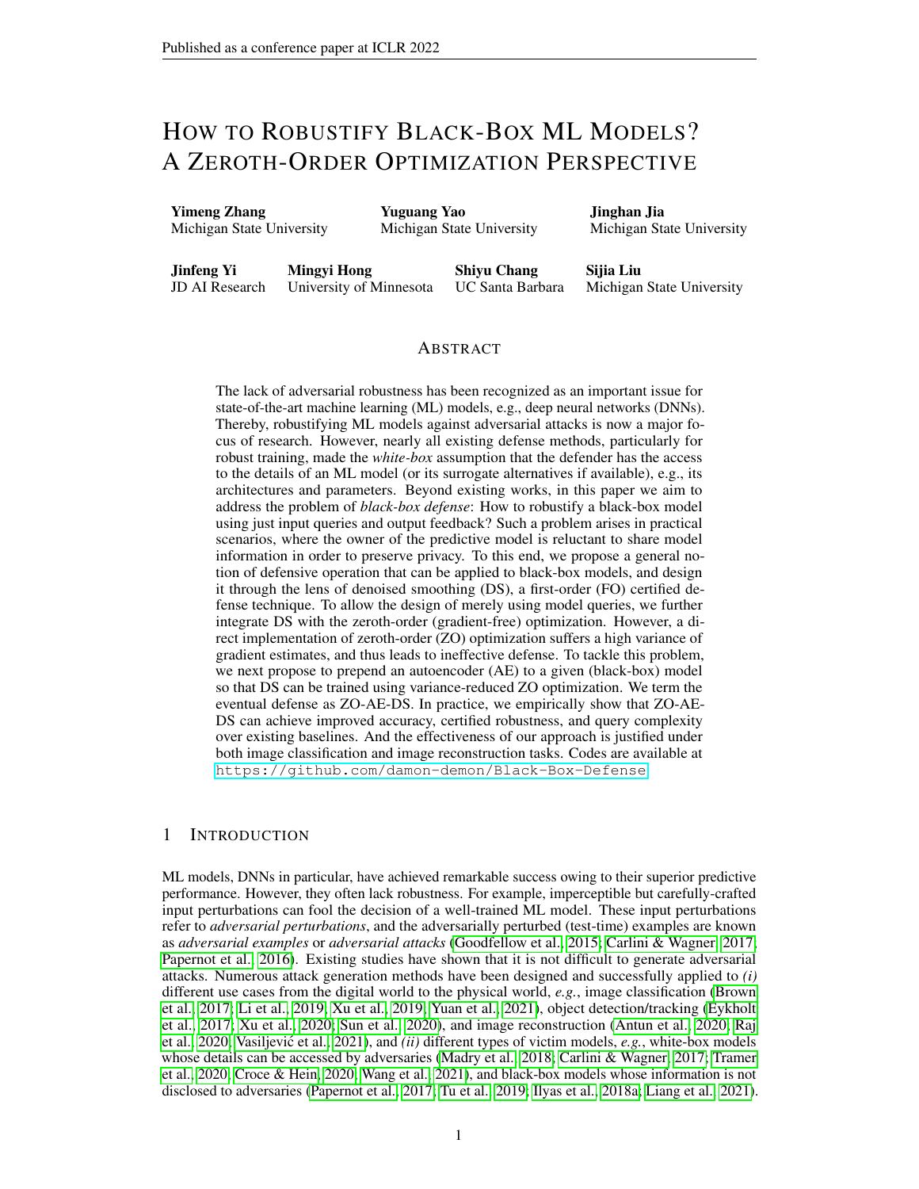# HOW TO ROBUSTIFY BLACK-BOX ML MODELS? A ZEROTH-ORDER OPTIMIZATION PERSPECTIVE

**Yimeng Zhang**
Michigan State University

**Yuguang Yao**
Michigan State University

**Jinghan Jia**
Michigan State University

**Jinfeng Yi**
JD AI Research

**Mingyi Hong**
University of Minnesota

**Shiyu Chang**
UC Santa Barbara

**Sijia Liu**
Michigan State University

## ABSTRACT

The lack of adversarial robustness has been recognized as an important issue for state-of-the-art machine learning (ML) models, e.g., deep neural networks (DNNs). Thereby, robustifying ML models against adversarial attacks is now a major focus of research. However, nearly all existing defense methods, particularly for robust training, made the *white-box* assumption that the defender has the access to the details of an ML model (or its surrogate alternatives if available), e.g., its architectures and parameters. Beyond existing works, in this paper we aim to address the problem of *black-box defense*: How to robustify a black-box model using just input queries and output feedback? Such a problem arises in practical scenarios, where the owner of the predictive model is reluctant to share model information in order to preserve privacy. To this end, we propose a general notion of defensive operation that can be applied to black-box models, and design it through the lens of denoised smoothing (DS), a first-order (FO) certified defense technique. To allow the design of merely using model queries, we further integrate DS with the zeroth-order (gradient-free) optimization. However, a direct implementation of zeroth-order (ZO) optimization suffers a high variance of gradient estimates, and thus leads to ineffective defense. To tackle this problem, we next propose to prepend an autoencoder (AE) to a given (black-box) model so that DS can be trained using variance-reduced ZO optimization. We term the eventual defense as ZO-AE-DS. In practice, we empirically show that ZO-AE-DS can achieve improved accuracy, certified robustness, and query complexity over existing baselines. And the effectiveness of our approach is justified under both image classification and image reconstruction tasks. Codes are available at https://github.com/damon-demon/Black-Box-Defense.

## 1 INTRODUCTION

ML models, DNNs in particular, have achieved remarkable success owing to their superior predictive performance. However, they often lack robustness. For example, imperceptible but carefully-crafted input perturbations can fool the decision of a well-trained ML model. These input perturbations refer to *adversarial perturbations*, and the adversarially perturbed (test-time) examples are known as *adversarial examples* or *adversarial attacks* (Goodfellow et al., 2015; Carlini & Wagner, 2017; Papernot et al., 2016). Existing studies have shown that it is not difficult to generate adversarial attacks. Numerous attack generation methods have been designed and successfully applied to *(i)* different use cases from the digital world to the physical world, *e.g.*, image classification (Brown et al., 2017; Li et al., 2019; Xu et al., 2019; Yuan et al., 2021), object detection/tracking (Eykholt et al., 2017; Xu et al., 2020; Sun et al., 2020), and image reconstruction (Antun et al., 2020; Raj et al., 2020; Vasiljević et al., 2021), and *(ii)* different types of victim models, *e.g.*, white-box models whose details can be accessed by adversaries (Madry et al., 2018; Carlini & Wagner, 2017; Tramer et al., 2020; Croce & Hein, 2020; Wang et al., 2021), and black-box models whose information is not disclosed to adversaries (Papernot et al., 2017; Tu et al., 2019; Ilyas et al., 2018a; Liang et al., 2021).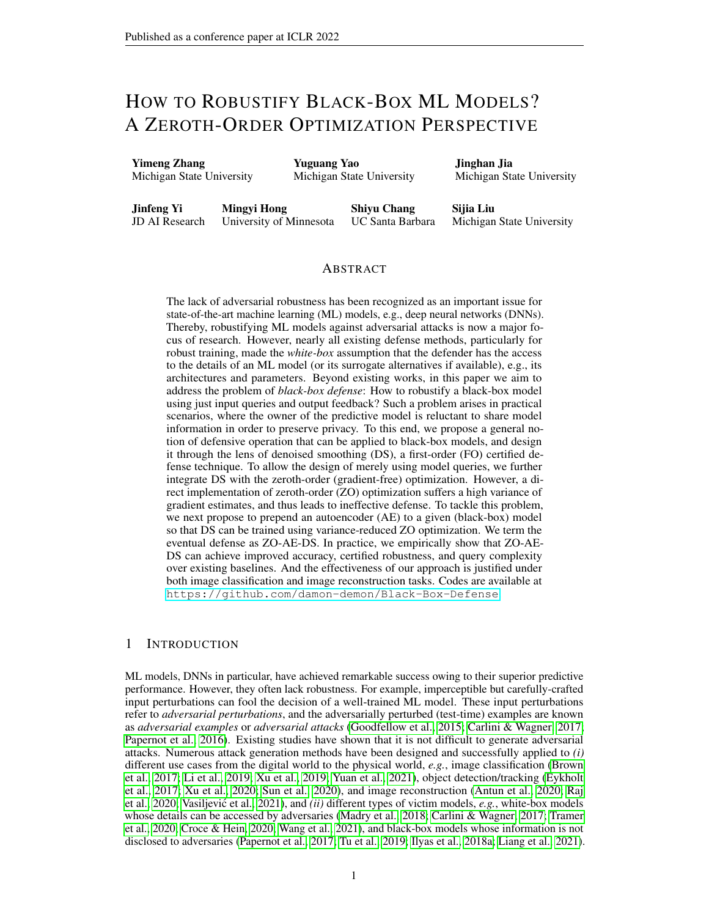# How to Robustify Black-Box ML Models? A Zeroth-Order Optimization Perspective

**Yimeng Zhang**
Michigan State University

**Yuguang Yao**
Michigan State University

**Jinghan Jia**
Michigan State University

**Jinfeng Yi**
JD AI Research

**Mingyi Hong**
University of Minnesota

**Shiyu Chang**
UC Santa Barbara

**Sijia Liu**
Michigan State University

## Abstract

The lack of adversarial robustness has been recognized as an important issue for state-of-the-art machine learning (ML) models, e.g., deep neural networks (DNNs). Thereby, robustifying ML models against adversarial attacks is now a major focus of research. However, nearly all existing defense methods, particularly for robust training, made the *white-box* assumption that the defender has the access to the details of an ML model (or its surrogate alternatives if available), e.g., its architectures and parameters. Beyond existing works, in this paper we aim to address the problem of *black-box defense*: How to robustify a black-box model using just input queries and output feedback? Such a problem arises in practical scenarios, where the owner of the predictive model is reluctant to share model information in order to preserve privacy. To this end, we propose a general notion of defensive operation that can be applied to black-box models, and design it through the lens of denoised smoothing (DS), a first-order (FO) certified defense technique. To allow the design of merely using model queries, we further integrate DS with the zeroth-order (gradient-free) optimization. However, a direct implementation of zeroth-order (ZO) optimization suffers a high variance of gradient estimates, and thus leads to ineffective defense. To tackle this problem, we next propose to prepend an autoencoder (AE) to a given (black-box) model so that DS can be trained using variance-reduced ZO optimization. We term the eventual defense as ZO-AE-DS. In practice, we empirically show that ZO-AE-DS can achieve improved accuracy, certified robustness, and query complexity over existing baselines. And the effectiveness of our approach is justified under both image classification and image reconstruction tasks. Codes are available at https://github.com/damon-demon/Black-Box-Defense

## 1 Introduction

ML models, DNNs in particular, have achieved remarkable success owing to their superior predictive performance. However, they often lack robustness. For example, imperceptible but carefully-crafted input perturbations can fool the decision of a well-trained ML model. These input perturbations refer to *adversarial perturbations*, and the adversarially perturbed (test-time) examples are known as *adversarial examples* or *adversarial attacks* (Goodfellow et al., 2015; Carlini & Wagner, 2017; Papernot et al., 2016). Existing studies have shown that it is not difficult to generate adversarial attacks. Numerous attack generation methods have been designed and successfully applied to *(i)* different use cases from the digital world to the physical world, *e.g.*, image classification (Brown et al., 2017; Li et al., 2019; Xu et al., 2019; Yuan et al., 2021), object detection/tracking (Eykholt et al., 2017; Xu et al., 2020; Sun et al., 2020), and image reconstruction (Antun et al., 2020; Raj et al., 2020; Vasiljević et al., 2021), and *(ii)* different types of victim models, *e.g.*, white-box models whose details can be accessed by adversaries (Madry et al., 2018; Carlini & Wagner, 2017; Tramer et al., 2020; Croce & Hein, 2020; Wang et al., 2021), and black-box models whose information is not disclosed to adversaries (Papernot et al., 2017; Tu et al., 2019; Ilyas et al., 2018a; Liang et al., 2021).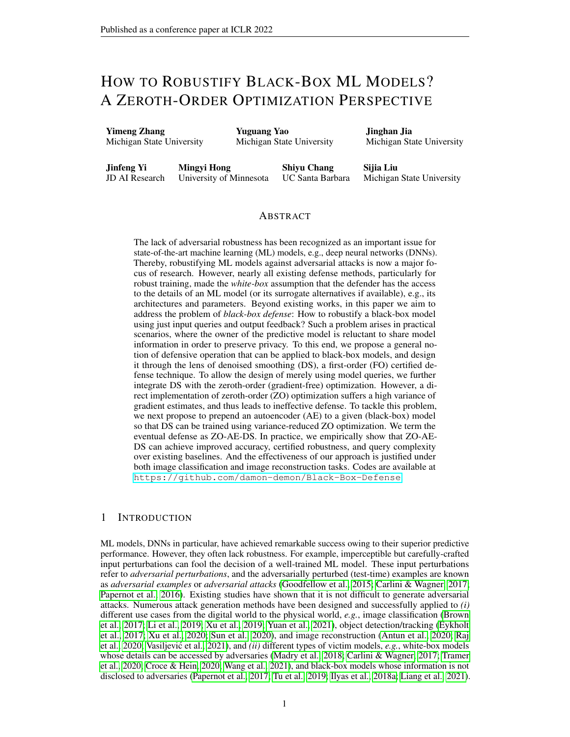# How to Robustify Black-Box ML Models? A Zeroth-Order Optimization Perspective

**Yimeng Zhang**
Michigan State University

**Yuguang Yao**
Michigan State University

**Jinghan Jia**
Michigan State University

**Jinfeng Yi**
JD AI Research

**Mingyi Hong**
University of Minnesota

**Shiyu Chang**
UC Santa Barbara

**Sijia Liu**
Michigan State University

## Abstract

The lack of adversarial robustness has been recognized as an important issue for state-of-the-art machine learning (ML) models, e.g., deep neural networks (DNNs). Thereby, robustifying ML models against adversarial attacks is now a major focus of research. However, nearly all existing defense methods, particularly for robust training, made the *white-box* assumption that the defender has the access to the details of an ML model (or its surrogate alternatives if available), e.g., its architectures and parameters. Beyond existing works, in this paper we aim to address the problem of *black-box defense*: How to robustify a black-box model using just input queries and output feedback? Such a problem arises in practical scenarios, where the owner of the predictive model is reluctant to share model information in order to preserve privacy. To this end, we propose a general notion of defensive operation that can be applied to black-box models, and design it through the lens of denoised smoothing (DS), a first-order (FO) certified defense technique. To allow the design of merely using model queries, we further integrate DS with the zeroth-order (gradient-free) optimization. However, a direct implementation of zeroth-order (ZO) optimization suffers a high variance of gradient estimates, and thus leads to ineffective defense. To tackle this problem, we next propose to prepend an autoencoder (AE) to a given (black-box) model so that DS can be trained using variance-reduced ZO optimization. We term the eventual defense as ZO-AE-DS. In practice, we empirically show that ZO-AE-DS can achieve improved accuracy, certified robustness, and query complexity over existing baselines. And the effectiveness of our approach is justified under both image classification and image reconstruction tasks. Codes are available at https://github.com/damon-demon/Black-Box-Defense

## 1 Introduction

ML models, DNNs in particular, have achieved remarkable success owing to their superior predictive performance. However, they often lack robustness. For example, imperceptible but carefully-crafted input perturbations can fool the decision of a well-trained ML model. These input perturbations refer to *adversarial perturbations*, and the adversarially perturbed (test-time) examples are known as *adversarial examples* or *adversarial attacks* (Goodfellow et al., 2015; Carlini & Wagner, 2017; Papernot et al., 2016). Existing studies have shown that it is not difficult to generate adversarial attacks. Numerous attack generation methods have been designed and successfully applied to *(i)* different use cases from the digital world to the physical world, *e.g.*, image classification (Brown et al., 2017; Li et al., 2019; Xu et al., 2019; Yuan et al., 2021), object detection/tracking (Eykholt et al., 2017; Xu et al., 2020; Sun et al., 2020), and image reconstruction (Antun et al., 2020; Raj et al., 2020; Vasiljević et al., 2021), and *(ii)* different types of victim models, *e.g.*, white-box models whose details can be accessed by adversaries (Madry et al., 2018; Carlini & Wagner, 2017; Tramer et al., 2020; Croce & Hein, 2020; Wang et al., 2021), and black-box models whose information is not disclosed to adversaries (Papernot et al., 2017; Tu et al., 2019; Ilyas et al., 2018a; Liang et al., 2021).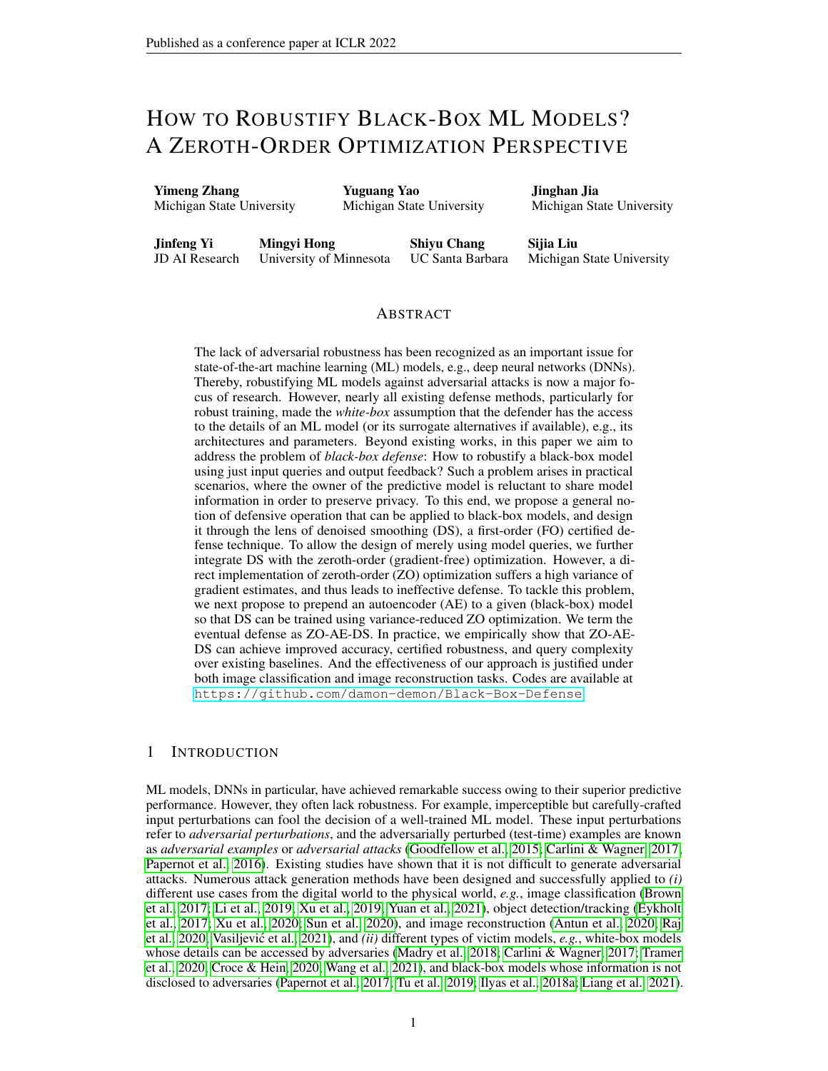# How to Robustify Black-Box ML Models? A Zeroth-Order Optimization Perspective

**Yimeng Zhang**
Michigan State University

**Yuguang Yao**
Michigan State University

**Jinghan Jia**
Michigan State University

**Jinfeng Yi**
JD AI Research

**Mingyi Hong**
University of Minnesota

**Shiyu Chang**
UC Santa Barbara

**Sijia Liu**
Michigan State University

## Abstract

The lack of adversarial robustness has been recognized as an important issue for state-of-the-art machine learning (ML) models, e.g., deep neural networks (DNNs). Thereby, robustifying ML models against adversarial attacks is now a major focus of research. However, nearly all existing defense methods, particularly for robust training, made the *white-box* assumption that the defender has the access to the details of an ML model (or its surrogate alternatives if available), e.g., its architectures and parameters. Beyond existing works, in this paper we aim to address the problem of *black-box defense*: How to robustify a black-box model using just input queries and output feedback? Such a problem arises in practical scenarios, where the owner of the predictive model is reluctant to share model information in order to preserve privacy. To this end, we propose a general notion of defensive operation that can be applied to black-box models, and design it through the lens of denoised smoothing (DS), a first-order (FO) certified defense technique. To allow the design of merely using model queries, we further integrate DS with the zeroth-order (gradient-free) optimization. However, a direct implementation of zeroth-order (ZO) optimization suffers a high variance of gradient estimates, and thus leads to ineffective defense. To tackle this problem, we next propose to prepend an autoencoder (AE) to a given (black-box) model so that DS can be trained using variance-reduced ZO optimization. We term the eventual defense as ZO-AE-DS. In practice, we empirically show that ZO-AE-DS can achieve improved accuracy, certified robustness, and query complexity over existing baselines. And the effectiveness of our approach is justified under both image classification and image reconstruction tasks. Codes are available at https://github.com/damon-demon/Black-Box-Defense

## 1 Introduction

ML models, DNNs in particular, have achieved remarkable success owing to their superior predictive performance. However, they often lack robustness. For example, imperceptible but carefully-crafted input perturbations can fool the decision of a well-trained ML model. These input perturbations refer to *adversarial perturbations*, and the adversarially perturbed (test-time) examples are known as *adversarial examples* or *adversarial attacks* (Goodfellow et al., 2015; Carlini & Wagner, 2017; Papernot et al., 2016). Existing studies have shown that it is not difficult to generate adversarial attacks. Numerous attack generation methods have been designed and successfully applied to *(i)* different use cases from the digital world to the physical world, *e.g.*, image classification (Brown et al., 2017; Li et al., 2019; Xu et al., 2019; Yuan et al., 2021), object detection/tracking (Eykholt et al., 2017; Xu et al., 2020; Sun et al., 2020), and image reconstruction (Antun et al., 2020; Raj et al., 2020; Vasiljević et al., 2021), and *(ii)* different types of victim models, *e.g.*, white-box models whose details can be accessed by adversaries (Madry et al., 2018; Carlini & Wagner, 2017; Tramer et al., 2020; Croce & Hein, 2020; Wang et al., 2021), and black-box models whose information is not disclosed to adversaries (Papernot et al., 2017; Tu et al., 2019; Ilyas et al., 2018a; Liang et al., 2021).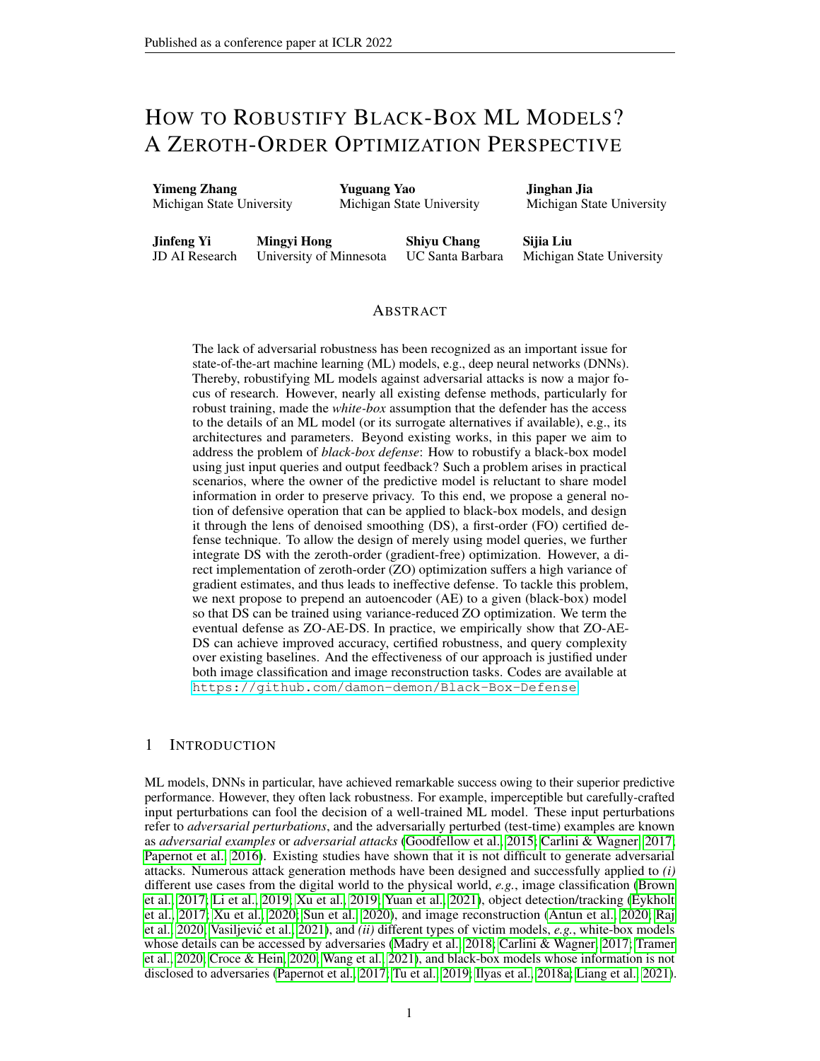# How to Robustify Black-Box ML Models? A Zeroth-Order Optimization Perspective

**Yimeng Zhang**
Michigan State University

**Yuguang Yao**
Michigan State University

**Jinghan Jia**
Michigan State University

**Jinfeng Yi**
JD AI Research

**Mingyi Hong**
University of Minnesota

**Shiyu Chang**
UC Santa Barbara

**Sijia Liu**
Michigan State University

## Abstract

The lack of adversarial robustness has been recognized as an important issue for state-of-the-art machine learning (ML) models, e.g., deep neural networks (DNNs). Thereby, robustifying ML models against adversarial attacks is now a major focus of research. However, nearly all existing defense methods, particularly for robust training, made the *white-box* assumption that the defender has the access to the details of an ML model (or its surrogate alternatives if available), e.g., its architectures and parameters. Beyond existing works, in this paper we aim to address the problem of *black-box defense*: How to robustify a black-box model using just input queries and output feedback? Such a problem arises in practical scenarios, where the owner of the predictive model is reluctant to share model information in order to preserve privacy. To this end, we propose a general notion of defensive operation that can be applied to black-box models, and design it through the lens of denoised smoothing (DS), a first-order (FO) certified defense technique. To allow the design of merely using model queries, we further integrate DS with the zeroth-order (gradient-free) optimization. However, a direct implementation of zeroth-order (ZO) optimization suffers a high variance of gradient estimates, and thus leads to ineffective defense. To tackle this problem, we next propose to prepend an autoencoder (AE) to a given (black-box) model so that DS can be trained using variance-reduced ZO optimization. We term the eventual defense as ZO-AE-DS. In practice, we empirically show that ZO-AE-DS can achieve improved accuracy, certified robustness, and query complexity over existing baselines. And the effectiveness of our approach is justified under both image classification and image reconstruction tasks. Codes are available at https://github.com/damon-demon/Black-Box-Defense.

## 1 Introduction

ML models, DNNs in particular, have achieved remarkable success owing to their superior predictive performance. However, they often lack robustness. For example, imperceptible but carefully-crafted input perturbations can fool the decision of a well-trained ML model. These input perturbations refer to *adversarial perturbations*, and the adversarially perturbed (test-time) examples are known as *adversarial examples* or *adversarial attacks* (Goodfellow et al., 2015; Carlini & Wagner, 2017; Papernot et al., 2016). Existing studies have shown that it is not difficult to generate adversarial attacks. Numerous attack generation methods have been designed and successfully applied to *(i)* different use cases from the digital world to the physical world, *e.g.*, image classification (Brown et al., 2017; Li et al., 2019; Xu et al., 2019; Yuan et al., 2021), object detection/tracking (Eykholt et al., 2017; Xu et al., 2020; Sun et al., 2020), and image reconstruction (Antun et al., 2020; Raj et al., 2020; Vasiljević et al., 2021), and *(ii)* different types of victim models, *e.g.*, white-box models whose details can be accessed by adversaries (Madry et al., 2018; Carlini & Wagner, 2017; Tramer et al., 2020; Croce & Hein, 2020; Wang et al., 2021), and black-box models whose information is not disclosed to adversaries (Papernot et al., 2017; Tu et al., 2019; Ilyas et al., 2018a; Liang et al., 2021).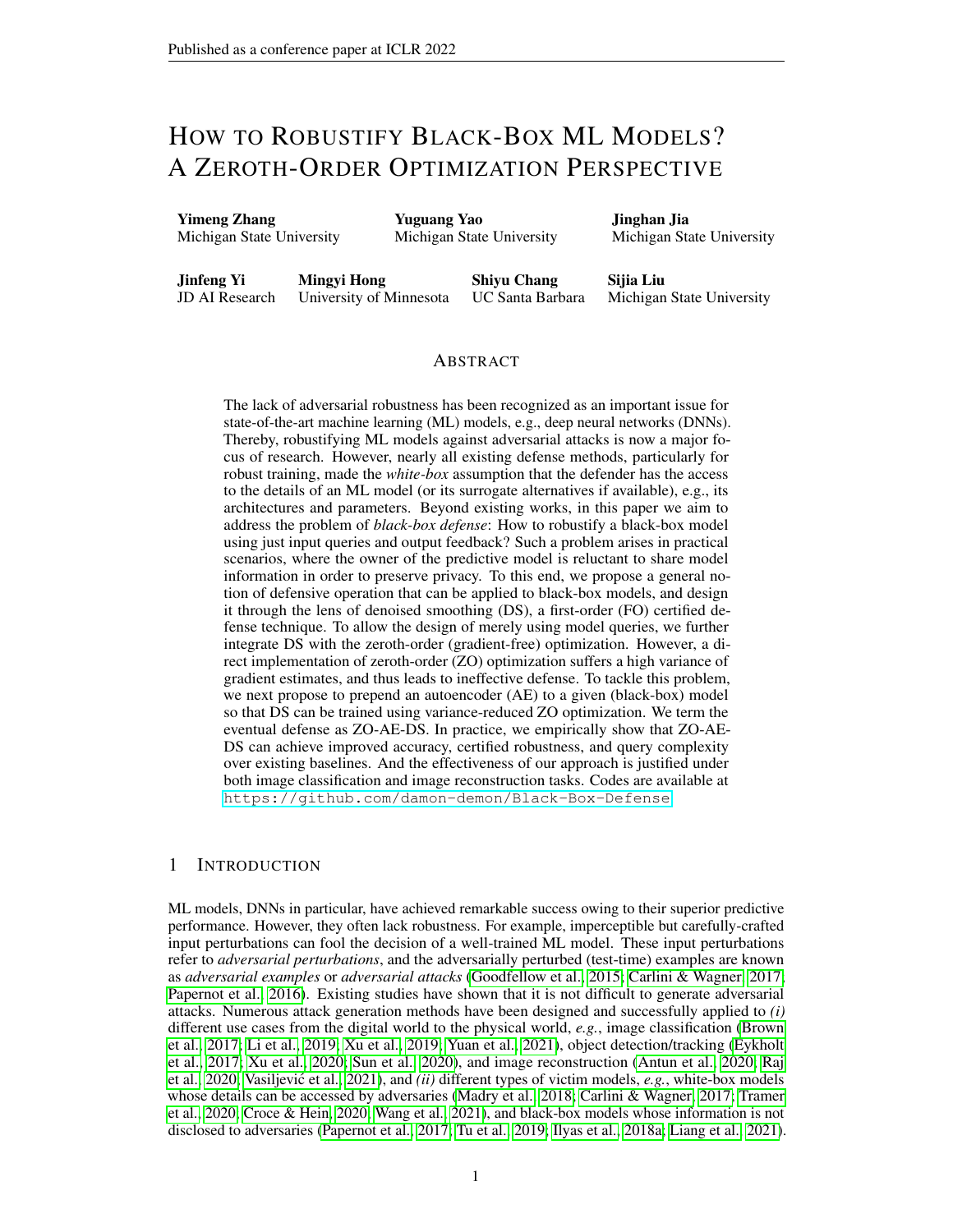# How to Robustify Black-Box ML Models? A Zeroth-Order Optimization Perspective

**Yimeng Zhang**
Michigan State University

**Yuguang Yao**
Michigan State University

**Jinghan Jia**
Michigan State University

**Jinfeng Yi**
JD AI Research

**Mingyi Hong**
University of Minnesota

**Shiyu Chang**
UC Santa Barbara

**Sijia Liu**
Michigan State University

## Abstract

The lack of adversarial robustness has been recognized as an important issue for state-of-the-art machine learning (ML) models, e.g., deep neural networks (DNNs). Thereby, robustifying ML models against adversarial attacks is now a major focus of research. However, nearly all existing defense methods, particularly for robust training, made the *white-box* assumption that the defender has the access to the details of an ML model (or its surrogate alternatives if available), e.g., its architectures and parameters. Beyond existing works, in this paper we aim to address the problem of *black-box defense*: How to robustify a black-box model using just input queries and output feedback? Such a problem arises in practical scenarios, where the owner of the predictive model is reluctant to share model information in order to preserve privacy. To this end, we propose a general notion of defensive operation that can be applied to black-box models, and design it through the lens of denoised smoothing (DS), a first-order (FO) certified defense technique. To allow the design of merely using model queries, we further integrate DS with the zeroth-order (gradient-free) optimization. However, a direct implementation of zeroth-order (ZO) optimization suffers a high variance of gradient estimates, and thus leads to ineffective defense. To tackle this problem, we next propose to prepend an autoencoder (AE) to a given (black-box) model so that DS can be trained using variance-reduced ZO optimization. We term the eventual defense as ZO-AE-DS. In practice, we empirically show that ZO-AE-DS can achieve improved accuracy, certified robustness, and query complexity over existing baselines. And the effectiveness of our approach is justified under both image classification and image reconstruction tasks. Codes are available at https://github.com/damon-demon/Black-Box-Defense

## 1 Introduction

ML models, DNNs in particular, have achieved remarkable success owing to their superior predictive performance. However, they often lack robustness. For example, imperceptible but carefully-crafted input perturbations can fool the decision of a well-trained ML model. These input perturbations refer to *adversarial perturbations*, and the adversarially perturbed (test-time) examples are known as *adversarial examples* or *adversarial attacks* (Goodfellow et al., 2015; Carlini & Wagner, 2017; Papernot et al., 2016). Existing studies have shown that it is not difficult to generate adversarial attacks. Numerous attack generation methods have been designed and successfully applied to *(i)* different use cases from the digital world to the physical world, *e.g.*, image classification (Brown et al., 2017; Li et al., 2019; Xu et al., 2019; Yuan et al., 2021), object detection/tracking (Eykholt et al., 2017; Xu et al., 2020; Sun et al., 2020), and image reconstruction (Antun et al., 2020; Raj et al., 2020; Vasiljević et al., 2021), and *(ii)* different types of victim models, *e.g.*, white-box models whose details can be accessed by adversaries (Madry et al., 2018; Carlini & Wagner, 2017; Tramer et al., 2020; Croce & Hein, 2020; Wang et al., 2021), and black-box models whose information is not disclosed to adversaries (Papernot et al., 2017; Tu et al., 2019; Ilyas et al., 2018a; Liang et al., 2021).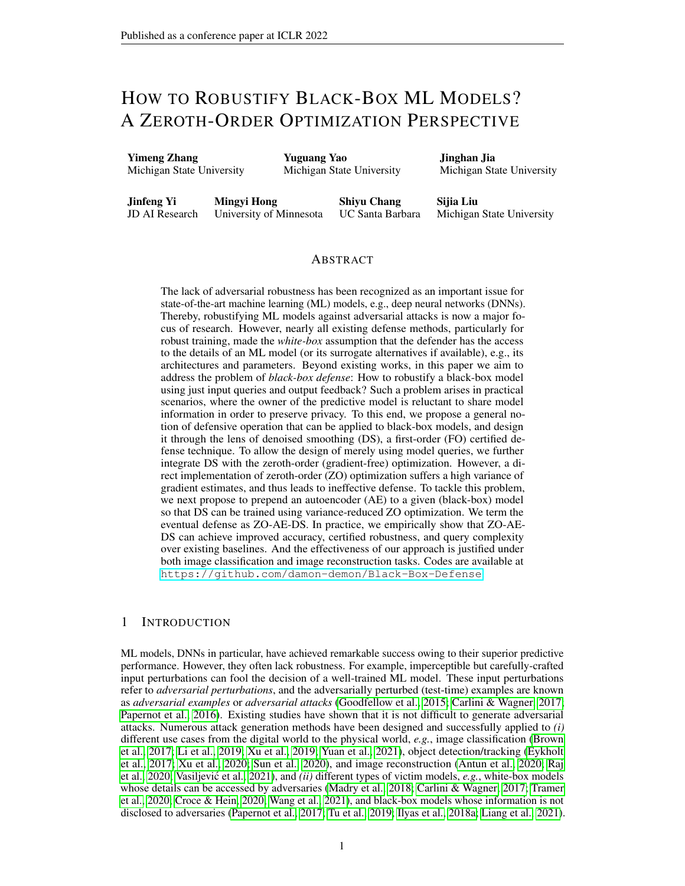# How to Robustify Black-Box ML Models? A Zeroth-Order Optimization Perspective

**Yimeng Zhang**  
Michigan State University

**Yuguang Yao**  
Michigan State University

**Jinghan Jia**  
Michigan State University

**Jinfeng Yi**  
JD AI Research

**Mingyi Hong**  
University of Minnesota

**Shiyu Chang**  
UC Santa Barbara

**Sijia Liu**  
Michigan State University

## Abstract

The lack of adversarial robustness has been recognized as an important issue for state-of-the-art machine learning (ML) models, e.g., deep neural networks (DNNs). Thereby, robustifying ML models against adversarial attacks is now a major focus of research. However, nearly all existing defense methods, particularly for robust training, made the *white-box* assumption that the defender has the access to the details of an ML model (or its surrogate alternatives if available), e.g., its architectures and parameters. Beyond existing works, in this paper we aim to address the problem of *black-box defense*: How to robustify a black-box model using just input queries and output feedback? Such a problem arises in practical scenarios, where the owner of the predictive model is reluctant to share model information in order to preserve privacy. To this end, we propose a general notion of defensive operation that can be applied to black-box models, and design it through the lens of denoised smoothing (DS), a first-order (FO) certified defense technique. To allow the design of merely using model queries, we further integrate DS with the zeroth-order (gradient-free) optimization. However, a direct implementation of zeroth-order (ZO) optimization suffers a high variance of gradient estimates, and thus leads to ineffective defense. To tackle this problem, we next propose to prepend an autoencoder (AE) to a given (black-box) model so that DS can be trained using variance-reduced ZO optimization. We term the eventual defense as ZO-AE-DS. In practice, we empirically show that ZO-AE-DS can achieve improved accuracy, certified robustness, and query complexity over existing baselines. And the effectiveness of our approach is justified under both image classification and image reconstruction tasks. Codes are available at https://github.com/damon-demon/Black-Box-Defense

## 1 Introduction

ML models, DNNs in particular, have achieved remarkable success owing to their superior predictive performance. However, they often lack robustness. For example, imperceptible but carefully-crafted input perturbations can fool the decision of a well-trained ML model. These input perturbations refer to *adversarial perturbations*, and the adversarially perturbed (test-time) examples are known as *adversarial examples* or *adversarial attacks* (Goodfellow et al., 2015; Carlini & Wagner, 2017; Papernot et al., 2016). Existing studies have shown that it is not difficult to generate adversarial attacks. Numerous attack generation methods have been designed and successfully applied to *(i)* different use cases from the digital world to the physical world, *e.g.*, image classification (Brown et al., 2017; Li et al., 2019; Xu et al., 2019; Yuan et al., 2021), object detection/tracking (Eykholt et al., 2017; Xu et al., 2020; Sun et al., 2020), and image reconstruction (Antun et al., 2020; Raj et al., 2020; Vasiljević et al., 2021), and *(ii)* different types of victim models, *e.g.*, white-box models whose details can be accessed by adversaries (Madry et al., 2018; Carlini & Wagner, 2017; Tramer et al., 2020; Croce & Hein, 2020; Wang et al., 2021), and black-box models whose information is not disclosed to adversaries (Papernot et al., 2017; Tu et al., 2019; Ilyas et al., 2018a; Liang et al., 2021).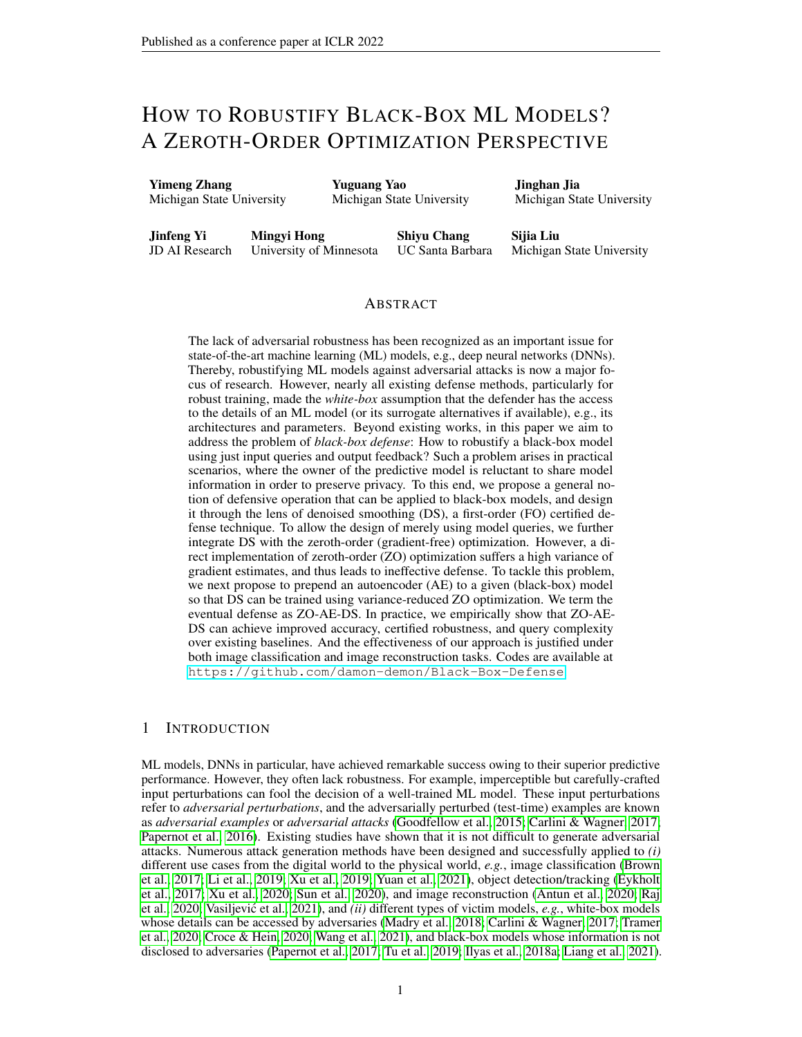# HOW TO ROBUSTIFY BLACK-BOX ML MODELS? A ZEROTH-ORDER OPTIMIZATION PERSPECTIVE

**Yimeng Zhang**
Michigan State University

**Yuguang Yao**
Michigan State University

**Jinghan Jia**
Michigan State University

**Jinfeng Yi**
JD AI Research

**Mingyi Hong**
University of Minnesota

**Shiyu Chang**
UC Santa Barbara

**Sijia Liu**
Michigan State University

## ABSTRACT

The lack of adversarial robustness has been recognized as an important issue for state-of-the-art machine learning (ML) models, e.g., deep neural networks (DNNs). Thereby, robustifying ML models against adversarial attacks is now a major focus of research. However, nearly all existing defense methods, particularly for robust training, made the *white-box* assumption that the defender has the access to the details of an ML model (or its surrogate alternatives if available), e.g., its architectures and parameters. Beyond existing works, in this paper we aim to address the problem of *black-box defense*: How to robustify a black-box model using just input queries and output feedback? Such a problem arises in practical scenarios, where the owner of the predictive model is reluctant to share model information in order to preserve privacy. To this end, we propose a general notion of defensive operation that can be applied to black-box models, and design it through the lens of denoised smoothing (DS), a first-order (FO) certified defense technique. To allow the design of merely using model queries, we further integrate DS with the zeroth-order (gradient-free) optimization. However, a direct implementation of zeroth-order (ZO) optimization suffers a high variance of gradient estimates, and thus leads to ineffective defense. To tackle this problem, we next propose to prepend an autoencoder (AE) to a given (black-box) model so that DS can be trained using variance-reduced ZO optimization. We term the eventual defense as ZO-AE-DS. In practice, we empirically show that ZO-AE-DS can achieve improved accuracy, certified robustness, and query complexity over existing baselines. And the effectiveness of our approach is justified under both image classification and image reconstruction tasks. Codes are available at https://github.com/damon-demon/Black-Box-Defense

## 1 INTRODUCTION

ML models, DNNs in particular, have achieved remarkable success owing to their superior predictive performance. However, they often lack robustness. For example, imperceptible but carefully-crafted input perturbations can fool the decision of a well-trained ML model. These input perturbations refer to *adversarial perturbations*, and the adversarially perturbed (test-time) examples are known as *adversarial examples* or *adversarial attacks* (Goodfellow et al., 2015; Carlini & Wagner, 2017; Papernot et al., 2016). Existing studies have shown that it is not difficult to generate adversarial attacks. Numerous attack generation methods have been designed and successfully applied to *(i)* different use cases from the digital world to the physical world, *e.g.*, image classification (Brown et al., 2017; Li et al., 2019; Xu et al., 2019; Yuan et al., 2021), object detection/tracking (Eykholt et al., 2017; Xu et al., 2020; Sun et al., 2020), and image reconstruction (Antun et al., 2020; Raj et al., 2020; Vasiljević et al., 2021), and *(ii)* different types of victim models, *e.g.*, white-box models whose details can be accessed by adversaries (Madry et al., 2018; Carlini & Wagner, 2017; Tramer et al., 2020; Croce & Hein, 2020; Wang et al., 2021), and black-box models whose information is not disclosed to adversaries (Papernot et al., 2017; Tu et al., 2019; Ilyas et al., 2018a; Liang et al., 2021).